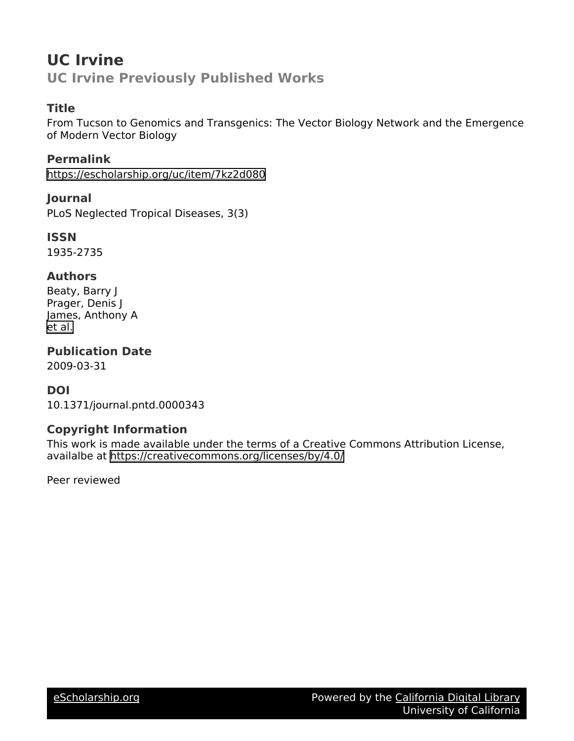# UC Irvine

## UC Irvine Previously Published Works

### Title

From Tucson to Genomics and Transgenics: The Vector Biology Network and the Emergence of Modern Vector Biology

### Permalink

https://escholarship.org/uc/item/7kz2d080

### Journal

PLoS Neglected Tropical Diseases, 3(3)

### ISSN

1935-2735

### Authors

Beaty, Barry J
Prager, Denis J
James, Anthony A
et al.

### Publication Date

2009-03-31

### DOI

10.1371/journal.pntd.0000343

### Copyright Information

This work is made available under the terms of a Creative Commons Attribution License, availalbe at https://creativecommons.org/licenses/by/4.0/

Peer reviewed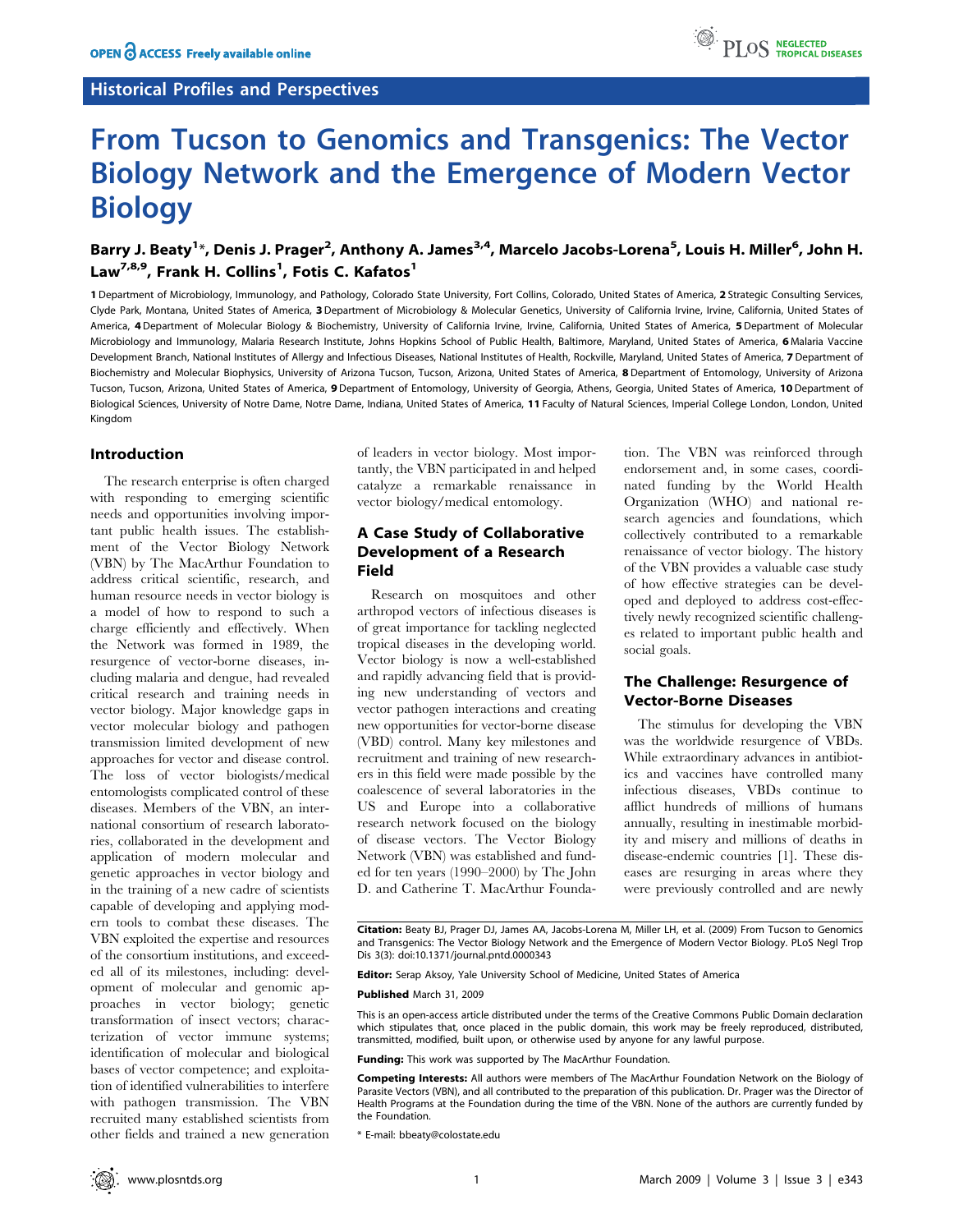# From Tucson to Genomics and Transgenics: The Vector Biology Network and the Emergence of Modern Vector Biology

**Barry J. Beaty[1]*, Denis J. Prager[2], Anthony A. James[3,4], Marcelo Jacobs-Lorena[5], Louis H. Miller[6], John H. Law[7,8,9], Frank H. Collins[1], Fotis C. Kafatos[1]**

1 Department of Microbiology, Immunology, and Pathology, Colorado State University, Fort Collins, Colorado, United States of America, 2 Strategic Consulting Services, Clyde Park, Montana, United States of America, 3 Department of Microbiology & Molecular Genetics, University of California Irvine, Irvine, California, United States of America, 4 Department of Molecular Biology & Biochemistry, University of California Irvine, Irvine, California, United States of America, 5 Department of Molecular Microbiology and Immunology, Malaria Research Institute, Johns Hopkins School of Public Health, Baltimore, Maryland, United States of America, 6 Malaria Vaccine Development Branch, National Institutes of Allergy and Infectious Diseases, National Institutes of Health, Rockville, Maryland, United States of America, 7 Department of Biochemistry and Molecular Biophysics, University of Arizona Tucson, Tucson, Arizona, United States of America, 8 Department of Entomology, University of Arizona Tucson, Tucson, Arizona, United States of America, 9 Department of Entomology, University of Georgia, Athens, Georgia, United States of America, 10 Department of Biological Sciences, University of Notre Dame, Notre Dame, Indiana, United States of America, 11 Faculty of Natural Sciences, Imperial College London, London, United Kingdom

## Introduction

The research enterprise is often charged with responding to emerging scientific needs and opportunities involving important public health issues. The establishment of the Vector Biology Network (VBN) by The MacArthur Foundation to address critical scientific, research, and human resource needs in vector biology is a model of how to respond to such a charge efficiently and effectively. When the Network was formed in 1989, the resurgence of vector-borne diseases, including malaria and dengue, had revealed critical research and training needs in vector biology. Major knowledge gaps in vector molecular biology and pathogen transmission limited development of new approaches for vector and disease control. The loss of vector biologists/medical entomologists complicated control of these diseases. Members of the VBN, an international consortium of research laboratories, collaborated in the development and application of modern molecular and genetic approaches in vector biology and in the training of a new cadre of scientists capable of developing and applying modern tools to combat these diseases. The VBN exploited the expertise and resources of the consortium institutions, and exceeded all of its milestones, including: development of molecular and genomic approaches in vector biology; genetic transformation of insect vectors; characterization of vector immune systems; identification of molecular and biological bases of vector competence; and exploitation of identified vulnerabilities to interfere with pathogen transmission. The VBN recruited many established scientists from other fields and trained a new generation of leaders in vector biology. Most importantly, the VBN participated in and helped catalyze a remarkable renaissance in vector biology/medical entomology.

## A Case Study of Collaborative Development of a Research Field

Research on mosquitoes and other arthropod vectors of infectious diseases is of great importance for tackling neglected tropical diseases in the developing world. Vector biology is now a well-established and rapidly advancing field that is providing new understanding of vectors and vector pathogen interactions and creating new opportunities for vector-borne disease (VBD) control. Many key milestones and recruitment and training of new researchers in this field were made possible by the coalescence of several laboratories in the US and Europe into a collaborative research network focused on the biology of disease vectors. The Vector Biology Network (VBN) was established and funded for ten years (1990–2000) by The John D. and Catherine T. MacArthur Foundation. The VBN was reinforced through endorsement and, in some cases, coordinated funding by the World Health Organization (WHO) and national research agencies and foundations, which collectively contributed to a remarkable renaissance of vector biology. The history of the VBN provides a valuable case study of how effective strategies can be developed and deployed to address cost-effectively newly recognized scientific challenges related to important public health and social goals.

## The Challenge: Resurgence of Vector-Borne Diseases

The stimulus for developing the VBN was the worldwide resurgence of VBDs. While extraordinary advances in antibiotics and vaccines have controlled many infectious diseases, VBDs continue to afflict hundreds of millions of humans annually, resulting in inestimable morbidity and misery and millions of deaths in disease-endemic countries [1]. These diseases are resurging in areas where they were previously controlled and are newly

**Citation:** Beaty BJ, Prager DJ, James AA, Jacobs-Lorena M, Miller LH, et al. (2009) From Tucson to Genomics and Transgenics: The Vector Biology Network and the Emergence of Modern Vector Biology. PLoS Negl Trop Dis 3(3): doi:10.1371/journal.pntd.0000343

**Editor:** Serap Aksoy, Yale University School of Medicine, United States of America

**Published** March 31, 2009

This is an open-access article distributed under the terms of the Creative Commons Public Domain declaration which stipulates that, once placed in the public domain, this work may be freely reproduced, distributed, transmitted, modified, built upon, or otherwise used by anyone for any lawful purpose.

**Funding:** This work was supported by The MacArthur Foundation.

**Competing Interests:** All authors were members of The MacArthur Foundation Network on the Biology of Parasite Vectors (VBN), and all contributed to the preparation of this publication. Dr. Prager was the Director of Health Programs at the Foundation during the time of the VBN. None of the authors are currently funded by the Foundation.

* E-mail: bbeaty@colostate.edu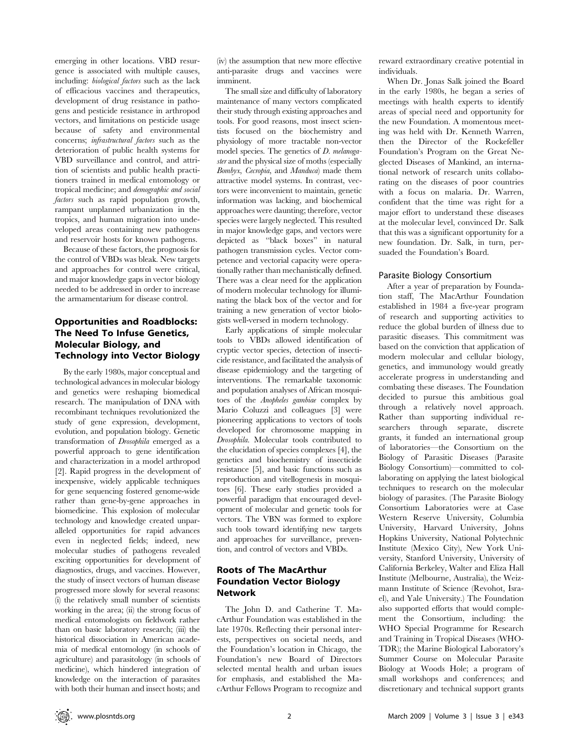emerging in other locations. VBD resurgence is associated with multiple causes, including: *biological factors* such as the lack of efficacious vaccines and therapeutics, development of drug resistance in pathogens and pesticide resistance in arthropod vectors, and limitations on pesticide usage because of safety and environmental concerns; *infrastructural factors* such as the deterioration of public health systems for VBD surveillance and control, and attrition of scientists and public health practitioners trained in medical entomology or tropical medicine; and *demographic and social factors* such as rapid population growth, rampant unplanned urbanization in the tropics, and human migration into undeveloped areas containing new pathogens and reservoir hosts for known pathogens.

Because of these factors, the prognosis for the control of VBDs was bleak. New targets and approaches for control were critical, and major knowledge gaps in vector biology needed to be addressed in order to increase the armamentarium for disease control.

## Opportunities and Roadblocks: The Need To Infuse Genetics, Molecular Biology, and Technology into Vector Biology

By the early 1980s, major conceptual and technological advances in molecular biology and genetics were reshaping biomedical research. The manipulation of DNA with recombinant techniques revolutionized the study of gene expression, development, evolution, and population biology. Genetic transformation of *Drosophila* emerged as a powerful approach to gene identification and characterization in a model arthropod [2]. Rapid progress in the development of inexpensive, widely applicable techniques for gene sequencing fostered genome-wide rather than gene-by-gene approaches in biomedicine. This explosion of molecular technology and knowledge created unparalleled opportunities for rapid advances even in neglected fields; indeed, new molecular studies of pathogens revealed exciting opportunities for development of diagnostics, drugs, and vaccines. However, the study of insect vectors of human disease progressed more slowly for several reasons: (i) the relatively small number of scientists working in the area; (ii) the strong focus of medical entomologists on fieldwork rather than on basic laboratory research; (iii) the historical dissociation in American academia of medical entomology (in schools of agriculture) and parasitology (in schools of medicine), which hindered integration of knowledge on the interaction of parasites with both their human and insect hosts; and (iv) the assumption that new more effective anti-parasite drugs and vaccines were imminent.

The small size and difficulty of laboratory maintenance of many vectors complicated their study through existing approaches and tools. For good reasons, most insect scientists focused on the biochemistry and physiology of more tractable non-vector model species. The genetics of *D. melanogaster* and the physical size of moths (especially *Bombyx*, *Cecropia*, and *Manduca*) made them attractive model systems. In contrast, vectors were inconvenient to maintain, genetic information was lacking, and biochemical approaches were daunting; therefore, vector species were largely neglected. This resulted in major knowledge gaps, and vectors were depicted as "black boxes" in natural pathogen transmission cycles. Vector competence and vectorial capacity were operationally rather than mechanistically defined. There was a clear need for the application of modern molecular technology for illuminating the black box of the vector and for training a new generation of vector biologists well-versed in modern technology.

Early applications of simple molecular tools to VBDs allowed identification of cryptic vector species, detection of insecticide resistance, and facilitated the analysis of disease epidemiology and the targeting of interventions. The remarkable taxonomic and population analyses of African mosquitoes of the *Anopheles gambiae* complex by Mario Coluzzi and colleagues [3] were pioneering applications to vectors of tools developed for chromosome mapping in *Drosophila*. Molecular tools contributed to the elucidation of species complexes [4], the genetics and biochemistry of insecticide resistance [5], and basic functions such as reproduction and vitellogenesis in mosquitoes [6]. These early studies provided a powerful paradigm that encouraged development of molecular and genetic tools for vectors. The VBN was formed to explore such tools toward identifying new targets and approaches for surveillance, prevention, and control of vectors and VBDs.

## Roots of The MacArthur Foundation Vector Biology Network

The John D. and Catherine T. MacArthur Foundation was established in the late 1970s. Reflecting their personal interests, perspectives on societal needs, and the Foundation's location in Chicago, the Foundation's new Board of Directors selected mental health and urban issues for emphasis, and established the MacArthur Fellows Program to recognize and reward extraordinary creative potential in individuals.

When Dr. Jonas Salk joined the Board in the early 1980s, he began a series of meetings with health experts to identify areas of special need and opportunity for the new Foundation. A momentous meeting was held with Dr. Kenneth Warren, then the Director of the Rockefeller Foundation's Program on the Great Neglected Diseases of Mankind, an international network of research units collaborating on the diseases of poor countries with a focus on malaria. Dr. Warren, confident that the time was right for a major effort to understand these diseases at the molecular level, convinced Dr. Salk that this was a significant opportunity for a new foundation. Dr. Salk, in turn, persuaded the Foundation's Board.

### Parasite Biology Consortium

After a year of preparation by Foundation staff, The MacArthur Foundation established in 1984 a five-year program of research and supporting activities to reduce the global burden of illness due to parasitic diseases. This commitment was based on the conviction that application of modern molecular and cellular biology, genetics, and immunology would greatly accelerate progress in understanding and combating these diseases. The Foundation decided to pursue this ambitious goal through a relatively novel approach. Rather than supporting individual researchers through separate, discrete grants, it funded an international group of laboratories—the Consortium on the Biology of Parasitic Diseases (Parasite Biology Consortium)—committed to collaborating on applying the latest biological techniques to research on the molecular biology of parasites. (The Parasite Biology Consortium Laboratories were at Case Western Reserve University, Columbia University, Harvard University, Johns Hopkins University, National Polytechnic Institute (Mexico City), New York University, Stanford University, University of California Berkeley, Walter and Eliza Hall Institute (Melbourne, Australia), the Weizmann Institute of Science (Revohot, Israel), and Yale University.) The Foundation also supported efforts that would complement the Consortium, including: the WHO Special Programme for Research and Training in Tropical Diseases (WHO-TDR); the Marine Biological Laboratory's Summer Course on Molecular Parasite Biology at Woods Hole; a program of small workshops and conferences; and discretionary and technical support grants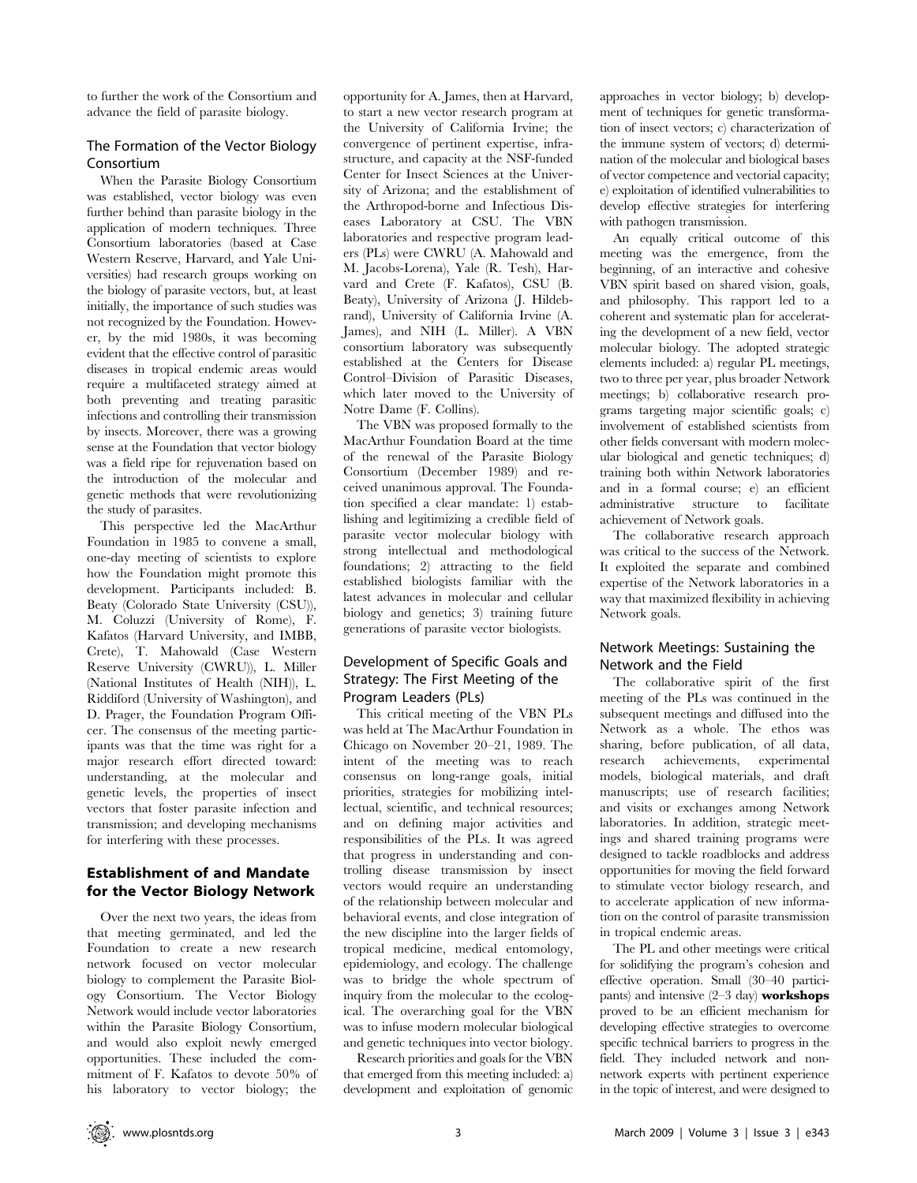to further the work of the Consortium and advance the field of parasite biology.

### The Formation of the Vector Biology Consortium

When the Parasite Biology Consortium was established, vector biology was even further behind than parasite biology in the application of modern techniques. Three Consortium laboratories (based at Case Western Reserve, Harvard, and Yale Universities) had research groups working on the biology of parasite vectors, but, at least initially, the importance of such studies was not recognized by the Foundation. However, by the mid 1980s, it was becoming evident that the effective control of parasitic diseases in tropical endemic areas would require a multifaceted strategy aimed at both preventing and treating parasitic infections and controlling their transmission by insects. Moreover, there was a growing sense at the Foundation that vector biology was a field ripe for rejuvenation based on the introduction of the molecular and genetic methods that were revolutionizing the study of parasites.

This perspective led the MacArthur Foundation in 1985 to convene a small, one-day meeting of scientists to explore how the Foundation might promote this development. Participants included: B. Beaty (Colorado State University (CSU)), M. Coluzzi (University of Rome), F. Kafatos (Harvard University, and IMBB, Crete), T. Mahowald (Case Western Reserve University (CWRU)), L. Miller (National Institutes of Health (NIH)), L. Riddiford (University of Washington), and D. Prager, the Foundation Program Officer. The consensus of the meeting participants was that the time was right for a major research effort directed toward: understanding, at the molecular and genetic levels, the properties of insect vectors that foster parasite infection and transmission; and developing mechanisms for interfering with these processes.

## Establishment of and Mandate for the Vector Biology Network

Over the next two years, the ideas from that meeting germinated, and led the Foundation to create a new research network focused on vector molecular biology to complement the Parasite Biology Consortium. The Vector Biology Network would include vector laboratories within the Parasite Biology Consortium, and would also exploit newly emerged opportunities. These included the commitment of F. Kafatos to devote 50% of his laboratory to vector biology; the opportunity for A. James, then at Harvard, to start a new vector research program at the University of California Irvine; the convergence of pertinent expertise, infrastructure, and capacity at the NSF-funded Center for Insect Sciences at the University of Arizona; and the establishment of the Arthropod-borne and Infectious Diseases Laboratory at CSU. The VBN laboratories and respective program leaders (PLs) were CWRU (A. Mahowald and M. Jacobs-Lorena), Yale (R. Tesh), Harvard and Crete (F. Kafatos), CSU (B. Beaty), University of Arizona (J. Hildebrand), University of California Irvine (A. James), and NIH (L. Miller). A VBN consortium laboratory was subsequently established at the Centers for Disease Control–Division of Parasitic Diseases, which later moved to the University of Notre Dame (F. Collins).

The VBN was proposed formally to the MacArthur Foundation Board at the time of the renewal of the Parasite Biology Consortium (December 1989) and received unanimous approval. The Foundation specified a clear mandate: 1) establishing and legitimizing a credible field of parasite vector molecular biology with strong intellectual and methodological foundations; 2) attracting to the field established biologists familiar with the latest advances in molecular and cellular biology and genetics; 3) training future generations of parasite vector biologists.

### Development of Specific Goals and Strategy: The First Meeting of the Program Leaders (PLs)

This critical meeting of the VBN PLs was held at The MacArthur Foundation in Chicago on November 20–21, 1989. The intent of the meeting was to reach consensus on long-range goals, initial priorities, strategies for mobilizing intellectual, scientific, and technical resources; and on defining major activities and responsibilities of the PLs. It was agreed that progress in understanding and controlling disease transmission by insect vectors would require an understanding of the relationship between molecular and behavioral events, and close integration of the new discipline into the larger fields of tropical medicine, medical entomology, epidemiology, and ecology. The challenge was to bridge the whole spectrum of inquiry from the molecular to the ecological. The overarching goal for the VBN was to infuse modern molecular biological and genetic techniques into vector biology.

Research priorities and goals for the VBN that emerged from this meeting included: a) development and exploitation of genomic approaches in vector biology; b) development of techniques for genetic transformation of insect vectors; c) characterization of the immune system of vectors; d) determination of the molecular and biological bases of vector competence and vectorial capacity; e) exploitation of identified vulnerabilities to develop effective strategies for interfering with pathogen transmission.

An equally critical outcome of this meeting was the emergence, from the beginning, of an interactive and cohesive VBN spirit based on shared vision, goals, and philosophy. This rapport led to a coherent and systematic plan for accelerating the development of a new field, vector molecular biology. The adopted strategic elements included: a) regular PL meetings, two to three per year, plus broader Network meetings; b) collaborative research programs targeting major scientific goals; c) involvement of established scientists from other fields conversant with modern molecular biological and genetic techniques; d) training both within Network laboratories and in a formal course; e) an efficient administrative structure to facilitate achievement of Network goals.

The collaborative research approach was critical to the success of the Network. It exploited the separate and combined expertise of the Network laboratories in a way that maximized flexibility in achieving Network goals.

### Network Meetings: Sustaining the Network and the Field

The collaborative spirit of the first meeting of the PLs was continued in the subsequent meetings and diffused into the Network as a whole. The ethos was sharing, before publication, of all data, research achievements, experimental models, biological materials, and draft manuscripts; use of research facilities; and visits or exchanges among Network laboratories. In addition, strategic meetings and shared training programs were designed to tackle roadblocks and address opportunities for moving the field forward to stimulate vector biology research, and to accelerate application of new information on the control of parasite transmission in tropical endemic areas.

The PL and other meetings were critical for solidifying the program's cohesion and effective operation. Small (30–40 participants) and intensive (2–3 day) **workshops** proved to be an efficient mechanism for developing effective strategies to overcome specific technical barriers to progress in the field. They included network and non-network experts with pertinent experience in the topic of interest, and were designed to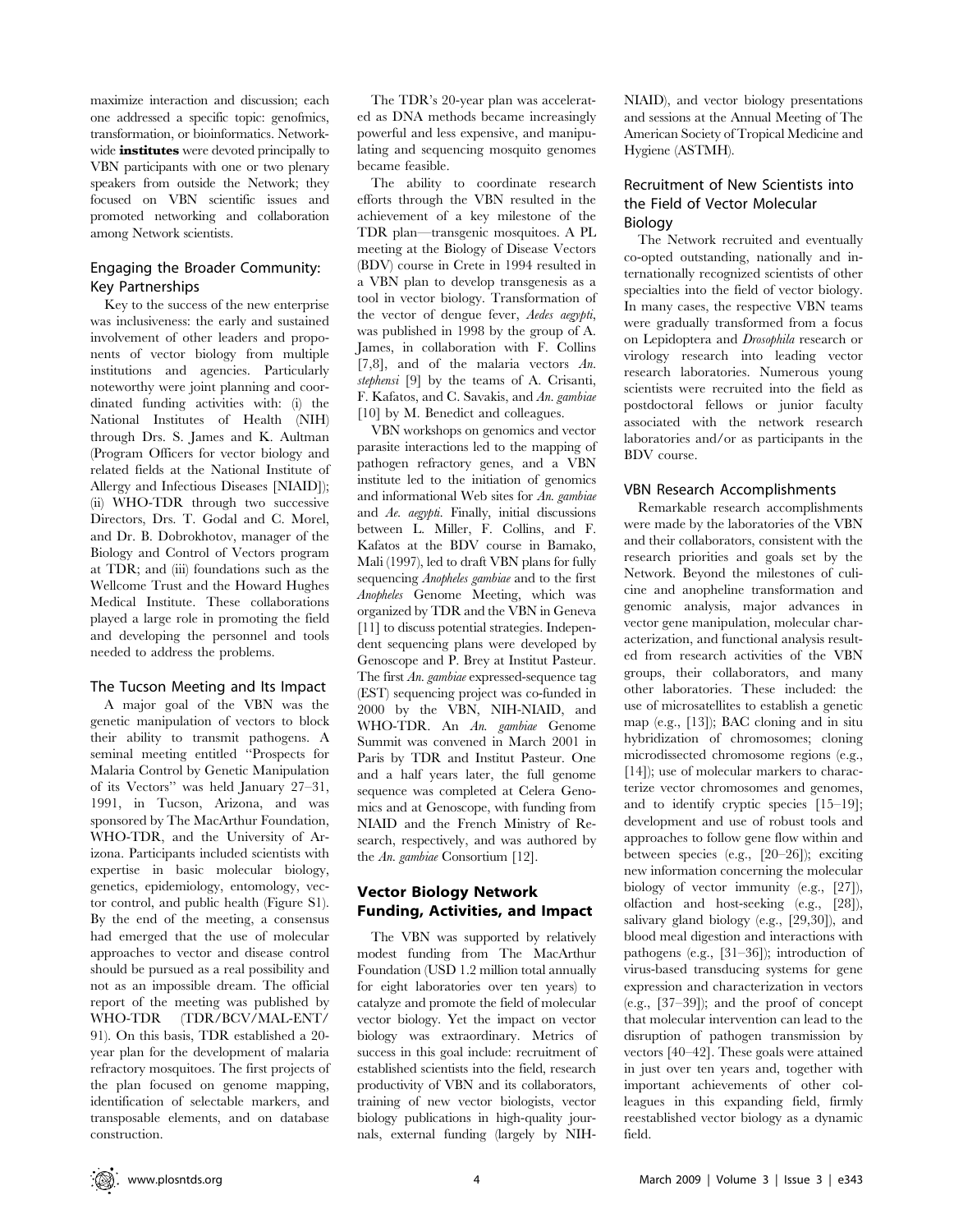maximize interaction and discussion; each one addressed a specific topic: genofmics, transformation, or bioinformatics. Network-wide **institutes** were devoted principally to VBN participants with one or two plenary speakers from outside the Network; they focused on VBN scientific issues and promoted networking and collaboration among Network scientists.

### Engaging the Broader Community: Key Partnerships

Key to the success of the new enterprise was inclusiveness: the early and sustained involvement of other leaders and proponents of vector biology from multiple institutions and agencies. Particularly noteworthy were joint planning and coordinated funding activities with: (i) the National Institutes of Health (NIH) through Drs. S. James and K. Aultman (Program Officers for vector biology and related fields at the National Institute of Allergy and Infectious Diseases [NIAID]); (ii) WHO-TDR through two successive Directors, Drs. T. Godal and C. Morel, and Dr. B. Dobrokhotov, manager of the Biology and Control of Vectors program at TDR; and (iii) foundations such as the Wellcome Trust and the Howard Hughes Medical Institute. These collaborations played a large role in promoting the field and developing the personnel and tools needed to address the problems.

### The Tucson Meeting and Its Impact

A major goal of the VBN was the genetic manipulation of vectors to block their ability to transmit pathogens. A seminal meeting entitled "Prospects for Malaria Control by Genetic Manipulation of its Vectors" was held January 27–31, 1991, in Tucson, Arizona, and was sponsored by The MacArthur Foundation, WHO-TDR, and the University of Arizona. Participants included scientists with expertise in basic molecular biology, genetics, epidemiology, entomology, vector control, and public health (Figure S1). By the end of the meeting, a consensus had emerged that the use of molecular approaches to vector and disease control should be pursued as a real possibility and not as an impossible dream. The official report of the meeting was published by WHO-TDR (TDR/BCV/MAL-ENT/91). On this basis, TDR established a 20-year plan for the development of malaria refractory mosquitoes. The first projects of the plan focused on genome mapping, identification of selectable markers, and transposable elements, and on database construction.

The TDR's 20-year plan was accelerated as DNA methods became increasingly powerful and less expensive, and manipulating and sequencing mosquito genomes became feasible.

The ability to coordinate research efforts through the VBN resulted in the achievement of a key milestone of the TDR plan—transgenic mosquitoes. A PL meeting at the Biology of Disease Vectors (BDV) course in Crete in 1994 resulted in a VBN plan to develop transgenesis as a tool in vector biology. Transformation of the vector of dengue fever, *Aedes aegypti*, was published in 1998 by the group of A. James, in collaboration with F. Collins [7,8], and of the malaria vectors *An. stephensi* [9] by the teams of A. Crisanti, F. Kafatos, and C. Savakis, and *An. gambiae* [10] by M. Benedict and colleagues.

VBN workshops on genomics and vector parasite interactions led to the mapping of pathogen refractory genes, and a VBN institute led to the initiation of genomics and informational Web sites for *An. gambiae* and *Ae. aegypti*. Finally, initial discussions between L. Miller, F. Collins, and F. Kafatos at the BDV course in Bamako, Mali (1997), led to draft VBN plans for fully sequencing *Anopheles gambiae* and to the first *Anopheles* Genome Meeting, which was organized by TDR and the VBN in Geneva [11] to discuss potential strategies. Independent sequencing plans were developed by Genoscope and P. Brey at Institut Pasteur. The first *An. gambiae* expressed-sequence tag (EST) sequencing project was co-funded in 2000 by the VBN, NIH-NIAID, and WHO-TDR. An *An. gambiae* Genome Summit was convened in March 2001 in Paris by TDR and Institut Pasteur. One and a half years later, the full genome sequence was completed at Celera Genomics and at Genoscope, with funding from NIAID and the French Ministry of Research, respectively, and was authored by the *An. gambiae* Consortium [12].

## Vector Biology Network Funding, Activities, and Impact

The VBN was supported by relatively modest funding from The MacArthur Foundation (USD 1.2 million total annually for eight laboratories over ten years) to catalyze and promote the field of molecular vector biology. Yet the impact on vector biology was extraordinary. Metrics of success in this goal include: recruitment of established scientists into the field, research productivity of VBN and its collaborators, training of new vector biologists, vector biology publications in high-quality journals, external funding (largely by NIH-NIAID), and vector biology presentations and sessions at the Annual Meeting of The American Society of Tropical Medicine and Hygiene (ASTMH).

### Recruitment of New Scientists into the Field of Vector Molecular Biology

The Network recruited and eventually co-opted outstanding, nationally and internationally recognized scientists of other specialties into the field of vector biology. In many cases, the respective VBN teams were gradually transformed from a focus on Lepidoptera and *Drosophila* research or virology research into leading vector research laboratories. Numerous young scientists were recruited into the field as postdoctoral fellows or junior faculty associated with the network research laboratories and/or as participants in the BDV course.

### VBN Research Accomplishments

Remarkable research accomplishments were made by the laboratories of the VBN and their collaborators, consistent with the research priorities and goals set by the Network. Beyond the milestones of culicine and anopheline transformation and genomic analysis, major advances in vector gene manipulation, molecular characterization, and functional analysis resulted from research activities of the VBN groups, their collaborators, and many other laboratories. These included: the use of microsatellites to establish a genetic map (e.g., [13]); BAC cloning and in situ hybridization of chromosomes; cloning microdissected chromosome regions (e.g., [14]); use of molecular markers to characterize vector chromosomes and genomes, and to identify cryptic species [15–19]; development and use of robust tools and approaches to follow gene flow within and between species (e.g., [20–26]); exciting new information concerning the molecular biology of vector immunity (e.g., [27]), olfaction and host-seeking (e.g., [28]), salivary gland biology (e.g., [29,30]), and blood meal digestion and interactions with pathogens (e.g., [31–36]); introduction of virus-based transducing systems for gene expression and characterization in vectors (e.g., [37–39]); and the proof of concept that molecular intervention can lead to the disruption of pathogen transmission by vectors [40–42]. These goals were attained in just over ten years and, together with important achievements of other colleagues in this expanding field, firmly reestablished vector biology as a dynamic field.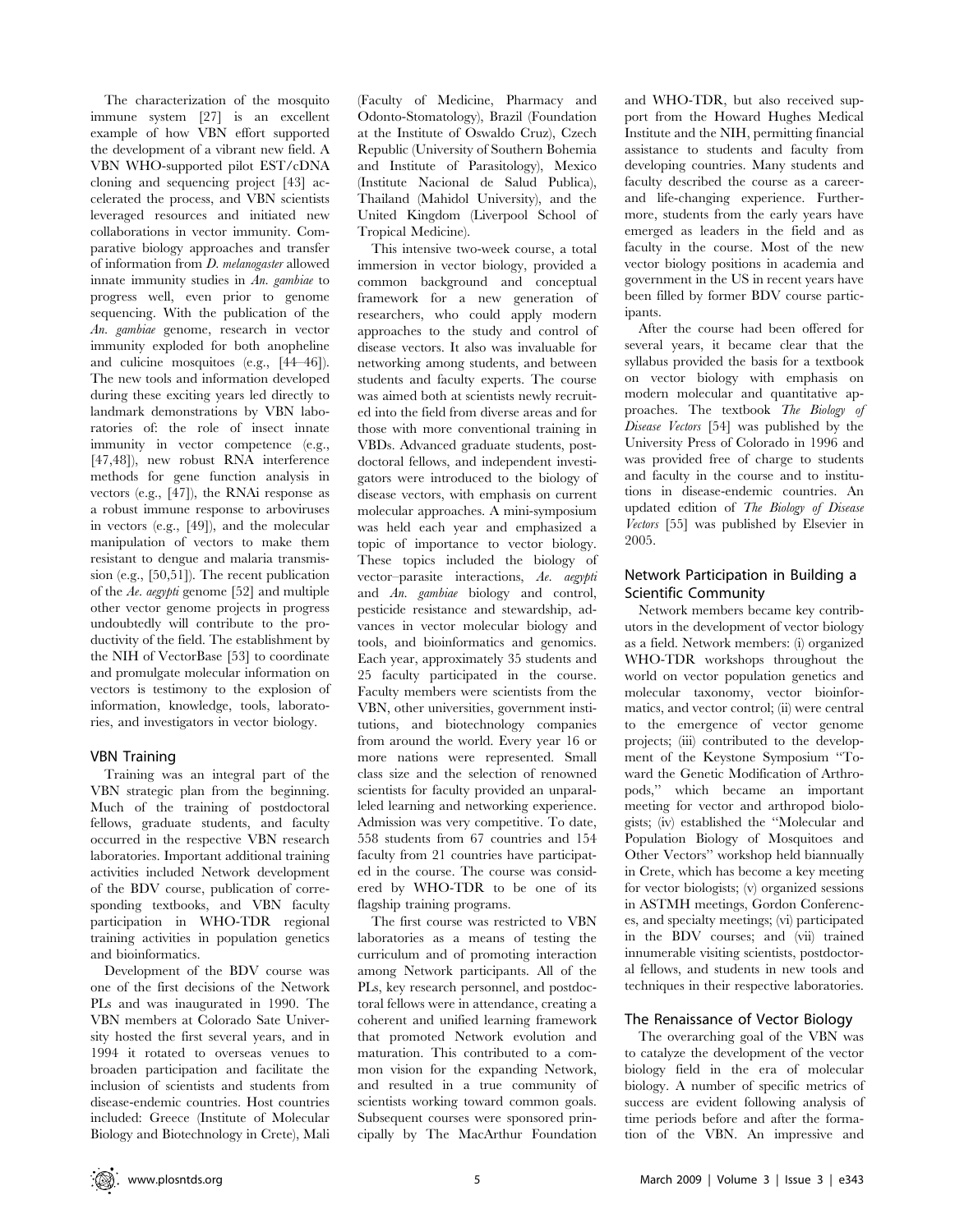The characterization of the mosquito immune system [27] is an excellent example of how VBN effort supported the development of a vibrant new field. A VBN WHO-supported pilot EST/cDNA cloning and sequencing project [43] accelerated the process, and VBN scientists leveraged resources and initiated new collaborations in vector immunity. Comparative biology approaches and transfer of information from *D. melanogaster* allowed innate immunity studies in *An. gambiae* to progress well, even prior to genome sequencing. With the publication of the *An. gambiae* genome, research in vector immunity exploded for both anopheline and culicine mosquitoes (e.g., [44–46]). The new tools and information developed during these exciting years led directly to landmark demonstrations by VBN laboratories of: the role of insect innate immunity in vector competence (e.g., [47,48]), new robust RNA interference methods for gene function analysis in vectors (e.g., [47]), the RNAi response as a robust immune response to arboviruses in vectors (e.g., [49]), and the molecular manipulation of vectors to make them resistant to dengue and malaria transmission (e.g., [50,51]). The recent publication of the *Ae. aegypti* genome [52] and multiple other vector genome projects in progress undoubtedly will contribute to the productivity of the field. The establishment by the NIH of VectorBase [53] to coordinate and promulgate molecular information on vectors is testimony to the explosion of information, knowledge, tools, laboratories, and investigators in vector biology.

## VBN Training

Training was an integral part of the VBN strategic plan from the beginning. Much of the training of postdoctoral fellows, graduate students, and faculty occurred in the respective VBN research laboratories. Important additional training activities included Network development of the BDV course, publication of corresponding textbooks, and VBN faculty participation in WHO-TDR regional training activities in population genetics and bioinformatics.

Development of the BDV course was one of the first decisions of the Network PLs and was inaugurated in 1990. The VBN members at Colorado Sate University hosted the first several years, and in 1994 it rotated to overseas venues to broaden participation and facilitate the inclusion of scientists and students from disease-endemic countries. Host countries included: Greece (Institute of Molecular Biology and Biotechnology in Crete), Mali (Faculty of Medicine, Pharmacy and Odonto-Stomatology), Brazil (Foundation at the Institute of Oswaldo Cruz), Czech Republic (University of Southern Bohemia and Institute of Parasitology), Mexico (Institute Nacional de Salud Publica), Thailand (Mahidol University), and the United Kingdom (Liverpool School of Tropical Medicine).

This intensive two-week course, a total immersion in vector biology, provided a common background and conceptual framework for a new generation of researchers, who could apply modern approaches to the study and control of disease vectors. It also was invaluable for networking among students, and between students and faculty experts. The course was aimed both at scientists newly recruited into the field from diverse areas and for those with more conventional training in VBDs. Advanced graduate students, postdoctoral fellows, and independent investigators were introduced to the biology of disease vectors, with emphasis on current molecular approaches. A mini-symposium was held each year and emphasized a topic of importance to vector biology. These topics included the biology of vector–parasite interactions, *Ae. aegypti* and *An. gambiae* biology and control, pesticide resistance and stewardship, advances in vector molecular biology and tools, and bioinformatics and genomics. Each year, approximately 35 students and 25 faculty participated in the course. Faculty members were scientists from the VBN, other universities, government institutions, and biotechnology companies from around the world. Every year 16 or more nations were represented. Small class size and the selection of renowned scientists for faculty provided an unparalleled learning and networking experience. Admission was very competitive. To date, 558 students from 67 countries and 154 faculty from 21 countries have participated in the course. The course was considered by WHO-TDR to be one of its flagship training programs.

The first course was restricted to VBN laboratories as a means of testing the curriculum and of promoting interaction among Network participants. All of the PLs, key research personnel, and postdoctoral fellows were in attendance, creating a coherent and unified learning framework that promoted Network evolution and maturation. This contributed to a common vision for the expanding Network, and resulted in a true community of scientists working toward common goals. Subsequent courses were sponsored principally by The MacArthur Foundation and WHO-TDR, but also received support from the Howard Hughes Medical Institute and the NIH, permitting financial assistance to students and faculty from developing countries. Many students and faculty described the course as a career- and life-changing experience. Furthermore, students from the early years have emerged as leaders in the field and as faculty in the course. Most of the new vector biology positions in academia and government in the US in recent years have been filled by former BDV course participants.

After the course had been offered for several years, it became clear that the syllabus provided the basis for a textbook on vector biology with emphasis on modern molecular and quantitative approaches. The textbook *The Biology of Disease Vectors* [54] was published by the University Press of Colorado in 1996 and was provided free of charge to students and faculty in the course and to institutions in disease-endemic countries. An updated edition of *The Biology of Disease Vectors* [55] was published by Elsevier in 2005.

## Network Participation in Building a Scientific Community

Network members became key contributors in the development of vector biology as a field. Network members: (i) organized WHO-TDR workshops throughout the world on vector population genetics and molecular taxonomy, vector bioinformatics, and vector control; (ii) were central to the emergence of vector genome projects; (iii) contributed to the development of the Keystone Symposium "Toward the Genetic Modification of Arthropods," which became an important meeting for vector and arthropod biologists; (iv) established the "Molecular and Population Biology of Mosquitoes and Other Vectors" workshop held biannually in Crete, which has become a key meeting for vector biologists; (v) organized sessions in ASTMH meetings, Gordon Conferences, and specialty meetings; (vi) participated in the BDV courses; and (vii) trained innumerable visiting scientists, postdoctoral fellows, and students in new tools and techniques in their respective laboratories.

## The Renaissance of Vector Biology

The overarching goal of the VBN was to catalyze the development of the vector biology field in the era of molecular biology. A number of specific metrics of success are evident following analysis of time periods before and after the formation of the VBN. An impressive and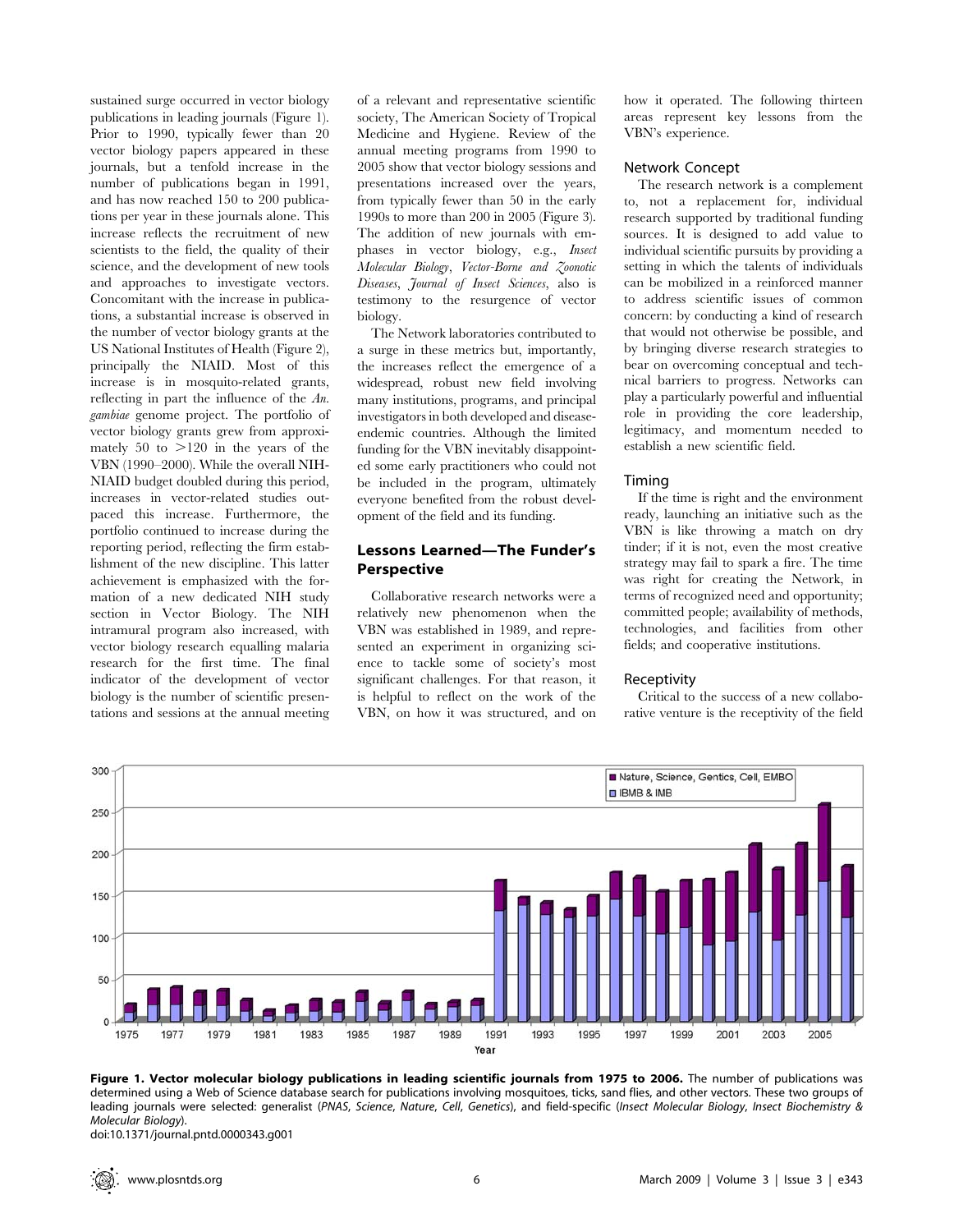sustained surge occurred in vector biology publications in leading journals (Figure 1). Prior to 1990, typically fewer than 20 vector biology papers appeared in these journals, but a tenfold increase in the number of publications began in 1991, and has now reached 150 to 200 publications per year in these journals alone. This increase reflects the recruitment of new scientists to the field, the quality of their science, and the development of new tools and approaches to investigate vectors. Concomitant with the increase in publications, a substantial increase is observed in the number of vector biology grants at the US National Institutes of Health (Figure 2), principally the NIAID. Most of this increase is in mosquito-related grants, reflecting in part the influence of the *An. gambiae* genome project. The portfolio of vector biology grants grew from approximately 50 to >120 in the years of the VBN (1990–2000). While the overall NIH-NIAID budget doubled during this period, increases in vector-related studies outpaced this increase. Furthermore, the portfolio continued to increase during the reporting period, reflecting the firm establishment of the new discipline. This latter achievement is emphasized with the formation of a new dedicated NIH study section in Vector Biology. The NIH intramural program also increased, with vector biology research equalling malaria research for the first time. The final indicator of the development of vector biology is the number of scientific presentations and sessions at the annual meeting of a relevant and representative scientific society, The American Society of Tropical Medicine and Hygiene. Review of the annual meeting programs from 1990 to 2005 show that vector biology sessions and presentations increased over the years, from typically fewer than 50 in the early 1990s to more than 200 in 2005 (Figure 3). The addition of new journals with emphases in vector biology, e.g., *Insect Molecular Biology*, *Vector-Borne and Zoonotic Diseases*, *Journal of Insect Sciences*, also is testimony to the resurgence of vector biology.

The Network laboratories contributed to a surge in these metrics but, importantly, the increases reflect the emergence of a widespread, robust new field involving many institutions, programs, and principal investigators in both developed and disease-endemic countries. Although the limited funding for the VBN inevitably disappointed some early practitioners who could not be included in the program, ultimately everyone benefited from the robust development of the field and its funding.

## Lessons Learned—The Funder's Perspective

Collaborative research networks were a relatively new phenomenon when the VBN was established in 1989, and represented an experiment in organizing science to tackle some of society's most significant challenges. For that reason, it is helpful to reflect on the work of the VBN, on how it was structured, and on how it operated. The following thirteen areas represent key lessons from the VBN's experience.

### Network Concept

The research network is a complement to, not a replacement for, individual research supported by traditional funding sources. It is designed to add value to individual scientific pursuits by providing a setting in which the talents of individuals can be mobilized in a reinforced manner to address scientific issues of common concern: by conducting a kind of research that would not otherwise be possible, and by bringing diverse research strategies to bear on overcoming conceptual and technical barriers to progress. Networks can play a particularly powerful and influential role in providing the core leadership, legitimacy, and momentum needed to establish a new scientific field.

### Timing

If the time is right and the environment ready, launching an initiative such as the VBN is like throwing a match on dry tinder; if it is not, even the most creative strategy may fail to spark a fire. The time was right for creating the Network, in terms of recognized need and opportunity; committed people; availability of methods, technologies, and facilities from other fields; and cooperative institutions.

### Receptivity

Critical to the success of a new collaborative venture is the receptivity of the field

**Figure 1. Vector molecular biology publications in leading scientific journals from 1975 to 2006.** The number of publications was determined using a Web of Science database search for publications involving mosquitoes, ticks, sand flies, and other vectors. These two groups of leading journals were selected: generalist (*PNAS*, *Science*, *Nature*, *Cell*, *Genetics*), and field-specific (*Insect Molecular Biology*, *Insect Biochemistry & Molecular Biology*).
doi:10.1371/journal.pntd.0000343.g001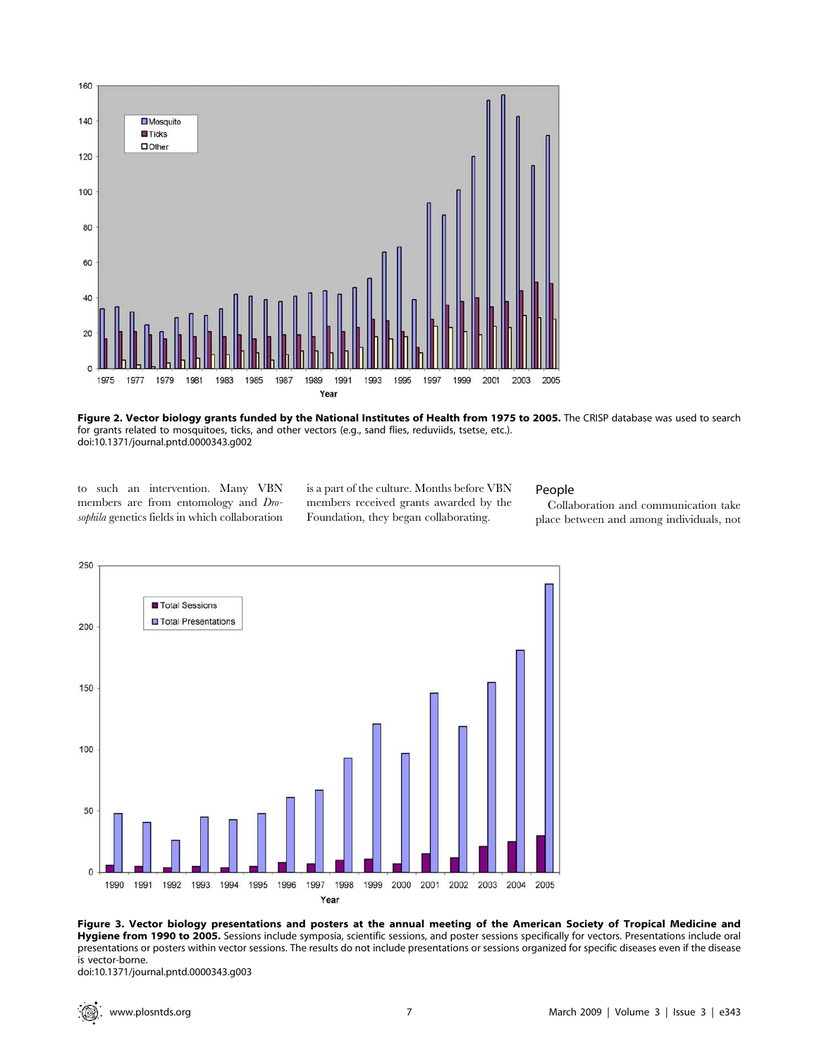Figure 2. **Vector biology grants funded by the National Institutes of Health from 1975 to 2005.** The CRISP database was used to search for grants related to mosquitoes, ticks, and other vectors (e.g., sand flies, reduviids, tsetse, etc.).
doi:10.1371/journal.pntd.0000343.g002

to such an intervention. Many VBN members are from entomology and *Drosophila* genetics fields in which collaboration is a part of the culture. Months before VBN members received grants awarded by the Foundation, they began collaborating.

## People

Collaboration and communication take place between and among individuals, not

Figure 3. **Vector biology presentations and posters at the annual meeting of the American Society of Tropical Medicine and Hygiene from 1990 to 2005.** Sessions include symposia, scientific sessions, and poster sessions specifically for vectors. Presentations include oral presentations or posters within vector sessions. The results do not include presentations or sessions organized for specific diseases even if the disease is vector-borne.
doi:10.1371/journal.pntd.0000343.g003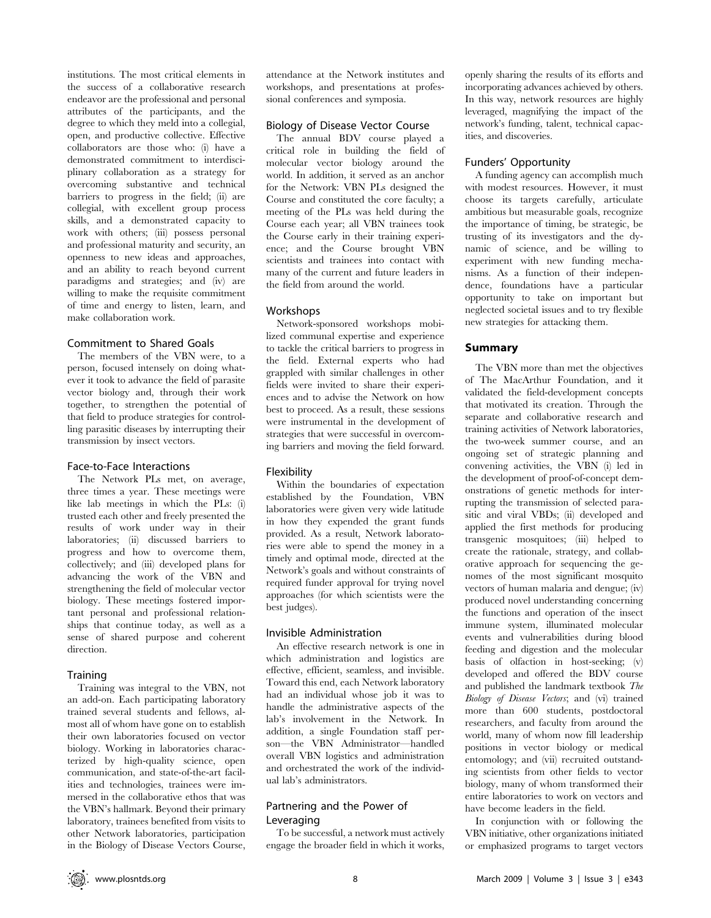institutions. The most critical elements in the success of a collaborative research endeavor are the professional and personal attributes of the participants, and the degree to which they meld into a collegial, open, and productive collective. Effective collaborators are those who: (i) have a demonstrated commitment to interdisciplinary collaboration as a strategy for overcoming substantive and technical barriers to progress in the field; (ii) are collegial, with excellent group process skills, and a demonstrated capacity to work with others; (iii) possess personal and professional maturity and security, an openness to new ideas and approaches, and an ability to reach beyond current paradigms and strategies; and (iv) are willing to make the requisite commitment of time and energy to listen, learn, and make collaboration work.

### Commitment to Shared Goals

The members of the VBN were, to a person, focused intensely on doing whatever it took to advance the field of parasite vector biology and, through their work together, to strengthen the potential of that field to produce strategies for controlling parasitic diseases by interrupting their transmission by insect vectors.

### Face-to-Face Interactions

The Network PLs met, on average, three times a year. These meetings were like lab meetings in which the PLs: (i) trusted each other and freely presented the results of work under way in their laboratories; (ii) discussed barriers to progress and how to overcome them, collectively; and (iii) developed plans for advancing the work of the VBN and strengthening the field of molecular vector biology. These meetings fostered important personal and professional relationships that continue today, as well as a sense of shared purpose and coherent direction.

### Training

Training was integral to the VBN, not an add-on. Each participating laboratory trained several students and fellows, almost all of whom have gone on to establish their own laboratories focused on vector biology. Working in laboratories characterized by high-quality science, open communication, and state-of-the-art facilities and technologies, trainees were immersed in the collaborative ethos that was the VBN's hallmark. Beyond their primary laboratory, trainees benefited from visits to other Network laboratories, participation in the Biology of Disease Vectors Course, attendance at the Network institutes and workshops, and presentations at professional conferences and symposia.

### Biology of Disease Vector Course

The annual BDV course played a critical role in building the field of molecular vector biology around the world. In addition, it served as an anchor for the Network: VBN PLs designed the Course and constituted the core faculty; a meeting of the PLs was held during the Course each year; all VBN trainees took the Course early in their training experience; and the Course brought VBN scientists and trainees into contact with many of the current and future leaders in the field from around the world.

### Workshops

Network-sponsored workshops mobilized communal expertise and experience to tackle the critical barriers to progress in the field. External experts who had grappled with similar challenges in other fields were invited to share their experiences and to advise the Network on how best to proceed. As a result, these sessions were instrumental in the development of strategies that were successful in overcoming barriers and moving the field forward.

### Flexibility

Within the boundaries of expectation established by the Foundation, VBN laboratories were given very wide latitude in how they expended the grant funds provided. As a result, Network laboratories were able to spend the money in a timely and optimal mode, directed at the Network's goals and without constraints of required funder approval for trying novel approaches (for which scientists were the best judges).

### Invisible Administration

An effective research network is one in which administration and logistics are effective, efficient, seamless, and invisible. Toward this end, each Network laboratory had an individual whose job it was to handle the administrative aspects of the lab's involvement in the Network. In addition, a single Foundation staff person—the VBN Administrator—handled overall VBN logistics and administration and orchestrated the work of the individual lab's administrators.

### Partnering and the Power of Leveraging

To be successful, a network must actively engage the broader field in which it works, openly sharing the results of its efforts and incorporating advances achieved by others. In this way, network resources are highly leveraged, magnifying the impact of the network's funding, talent, technical capacities, and discoveries.

### Funders' Opportunity

A funding agency can accomplish much with modest resources. However, it must choose its targets carefully, articulate ambitious but measurable goals, recognize the importance of timing, be strategic, be trusting of its investigators and the dynamic of science, and be willing to experiment with new funding mechanisms. As a function of their independence, foundations have a particular opportunity to take on important but neglected societal issues and to try flexible new strategies for attacking them.

## Summary

The VBN more than met the objectives of The MacArthur Foundation, and it validated the field-development concepts that motivated its creation. Through the separate and collaborative research and training activities of Network laboratories, the two-week summer course, and an ongoing set of strategic planning and convening activities, the VBN (i) led in the development of proof-of-concept demonstrations of genetic methods for interrupting the transmission of selected parasitic and viral VBDs; (ii) developed and applied the first methods for producing transgenic mosquitoes; (iii) helped to create the rationale, strategy, and collaborative approach for sequencing the genomes of the most significant mosquito vectors of human malaria and dengue; (iv) produced novel understanding concerning the functions and operation of the insect immune system, illuminated molecular events and vulnerabilities during blood feeding and digestion and the molecular basis of olfaction in host-seeking; (v) developed and offered the BDV course and published the landmark textbook *The Biology of Disease Vectors*; and (vi) trained more than 600 students, postdoctoral researchers, and faculty from around the world, many of whom now fill leadership positions in vector biology or medical entomology; and (vii) recruited outstanding scientists from other fields to vector biology, many of whom transformed their entire laboratories to work on vectors and have become leaders in the field.

In conjunction with or following the VBN initiative, other organizations initiated or emphasized programs to target vectors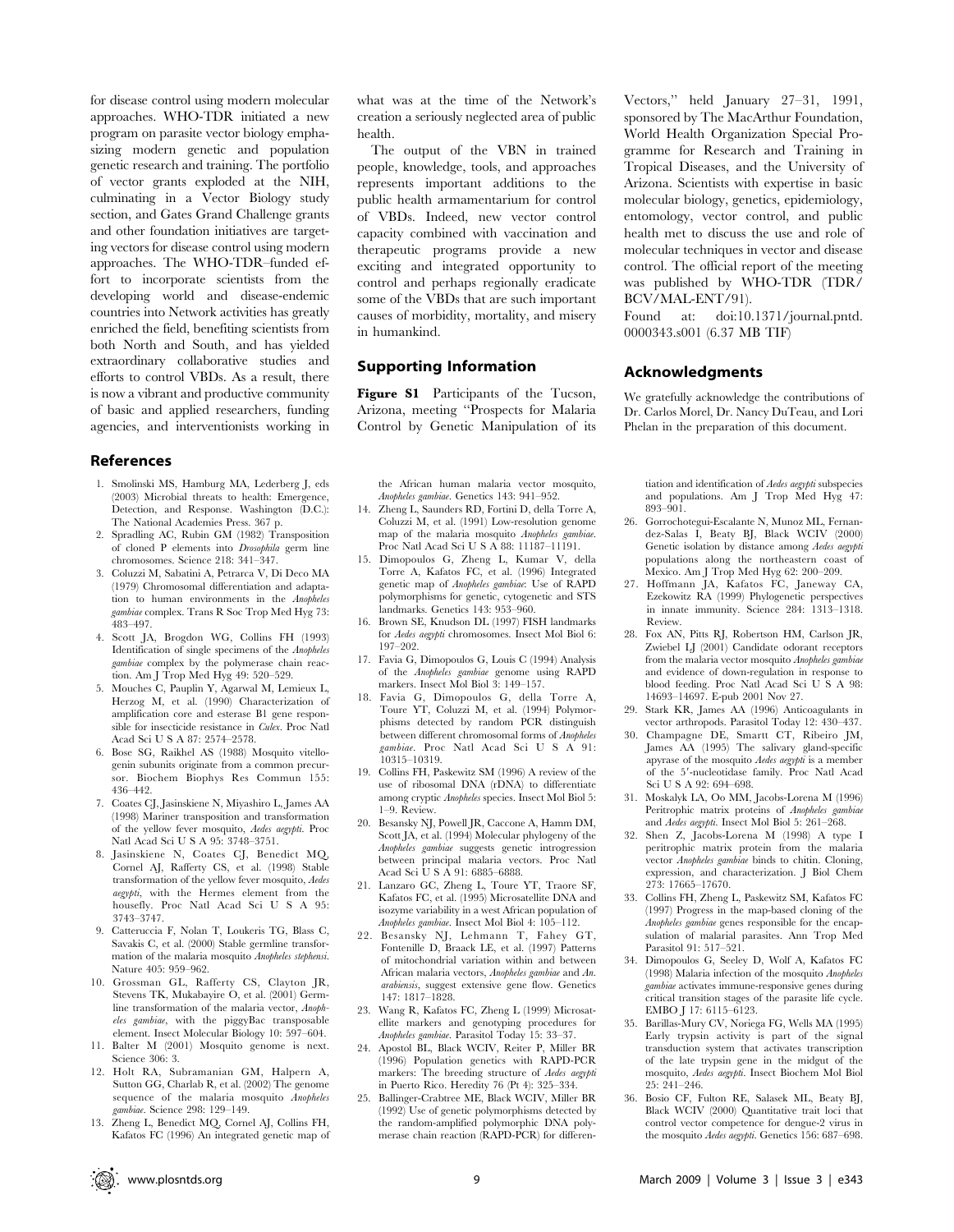for disease control using modern molecular approaches. WHO-TDR initiated a new program on parasite vector biology emphasizing modern genetic and population genetic research and training. The portfolio of vector grants exploded at the NIH, culminating in a Vector Biology study section, and Gates Grand Challenge grants and other foundation initiatives are targeting vectors for disease control using modern approaches. The WHO-TDR–funded effort to incorporate scientists from the developing world and disease-endemic countries into Network activities has greatly enriched the field, benefiting scientists from both North and South, and has yielded extraordinary collaborative studies and efforts to control VBDs. As a result, there is now a vibrant and productive community of basic and applied researchers, funding agencies, and interventionists working in what was at the time of the Network's creation a seriously neglected area of public health.

The output of the VBN in trained people, knowledge, tools, and approaches represents important additions to the public health armamentarium for control of VBDs. Indeed, new vector control capacity combined with vaccination and therapeutic programs provide a new exciting and integrated opportunity to control and perhaps regionally eradicate some of the VBDs that are such important causes of morbidity, mortality, and misery in humankind.

## Supporting Information

**Figure S1** Participants of the Tucson, Arizona, meeting "Prospects for Malaria Control by Genetic Manipulation of its Vectors," held January 27–31, 1991, sponsored by The MacArthur Foundation, World Health Organization Special Programme for Research and Training in Tropical Diseases, and the University of Arizona. Scientists with expertise in basic molecular biology, genetics, epidemiology, entomology, vector control, and public health met to discuss the use and role of molecular techniques in vector and disease control. The official report of the meeting was published by WHO-TDR (TDR/BCV/MAL-ENT/91).

Found at: doi:10.1371/journal.pntd.0000343.s001 (6.37 MB TIF)

## Acknowledgments

We gratefully acknowledge the contributions of Dr. Carlos Morel, Dr. Nancy DuTeau, and Lori Phelan in the preparation of this document.

## References

1. Smolinski MS, Hamburg MA, Lederberg J, eds (2003) Microbial threats to health: Emergence, Detection, and Response. Washington (D.C.): The National Academies Press. 367 p.
2. Spradling AC, Rubin GM (1982) Transposition of cloned P elements into *Drosophila* germ line chromosomes. Science 218: 341–347.
3. Coluzzi M, Sabatini A, Petrarca V, Di Deco MA (1979) Chromosomal differentiation and adaptation to human environments in the *Anopheles gambiae* complex. Trans R Soc Trop Med Hyg 73: 483–497.
4. Scott JA, Brogdon WG, Collins FH (1993) Identification of single specimens of the *Anopheles gambiae* complex by the polymerase chain reaction. Am J Trop Med Hyg 49: 520–529.
5. Mouches C, Pauplin Y, Agarwal M, Lemieux L, Herzog M, et al. (1990) Characterization of amplification core and esterase B1 gene responsible for insecticide resistance in *Culex*. Proc Natl Acad Sci U S A 87: 2574–2578.
6. Bose SG, Raikhel AS (1988) Mosquito vitellogenin subunits originate from a common precursor. Biochem Biophys Res Commun 155: 436–442.
7. Coates CJ, Jasinskiene N, Miyashiro L, James AA (1998) Mariner transposition and transformation of the yellow fever mosquito, *Aedes aegypti*. Proc Natl Acad Sci U S A 95: 3748–3751.
8. Jasinskiene N, Coates CJ, Benedict MQ, Cornel AJ, Rafferty CS, et al. (1998) Stable transformation of the yellow fever mosquito, *Aedes aegypti*, with the Hermes element from the housefly. Proc Natl Acad Sci U S A 95: 3743–3747.
9. Catteruccia F, Nolan T, Loukeris TG, Blass C, Savakis C, et al. (2000) Stable germline transformation of the malaria mosquito *Anopheles stephensi*. Nature 405: 959–962.
10. Grossman GL, Rafferty CS, Clayton JR, Stevens TK, Mukabayire O, et al. (2001) Germline transformation of the malaria vector, *Anopheles gambiae*, with the piggyBac transposable element. Insect Molecular Biology 10: 597–604.
11. Balter M (2001) Mosquito genome is next. Science 306: 3.
12. Holt RA, Subramanian GM, Halpern A, Sutton GG, Charlab R, et al. (2002) The genome sequence of the malaria mosquito *Anopheles gambiae*. Science 298: 129–149.
13. Zheng L, Benedict MQ, Cornel AJ, Collins FH, Kafatos FC (1996) An integrated genetic map of the African human malaria vector mosquito, *Anopheles gambiae*. Genetics 143: 941–952.
14. Zheng L, Saunders RD, Fortini D, della Torre A, Coluzzi M, et al. (1991) Low-resolution genome map of the malaria mosquito *Anopheles gambiae*. Proc Natl Acad Sci U S A 88: 11187–11191.
15. Dimopoulos G, Zheng L, Kumar V, della Torre A, Kafatos FC, et al. (1996) Integrated genetic map of *Anopheles gambiae*: Use of RAPD polymorphisms for genetic, cytogenetic and STS landmarks. Genetics 143: 953–960.
16. Brown SE, Knudson DL (1997) FISH landmarks for *Aedes aegypti* chromosomes. Insect Mol Biol 6: 197–202.
17. Favia G, Dimopoulos G, Louis C (1994) Analysis of the *Anopheles gambiae* genome using RAPD markers. Insect Mol Biol 3: 149–157.
18. Favia G, Dimopoulos G, della Torre A, Toure YT, Coluzzi M, et al. (1994) Polymorphisms detected by random PCR distinguish between different chromosomal forms of *Anopheles gambiae*. Proc Natl Acad Sci U S A 91: 10315–10319.
19. Collins FH, Paskewitz SM (1996) A review of the use of ribosomal DNA (rDNA) to differentiate among cryptic *Anopheles* species. Insect Mol Biol 5: 1–9. Review.
20. Besansky NJ, Powell JR, Caccone A, Hamm DM, Scott JA, et al. (1994) Molecular phylogeny of the *Anopheles gambiae* suggests genetic introgression between principal malaria vectors. Proc Natl Acad Sci U S A 91: 6885–6888.
21. Lanzaro GC, Zheng L, Toure YT, Traore SF, Kafatos FC, et al. (1995) Microsatellite DNA and isozyme variability in a west African population of *Anopheles gambiae*. Insect Mol Biol 4: 105–112.
22. Besansky NJ, Lehmann T, Fahey GT, Fontenille D, Braack LE, et al. (1997) Patterns of mitochondrial variation within and between African malaria vectors, *Anopheles gambiae* and *An. arabiensis*, suggest extensive gene flow. Genetics 147: 1817–1828.
23. Wang R, Kafatos FC, Zheng L (1999) Microsatellite markers and genotyping procedures for *Anopheles gambiae*. Parasitol Today 15: 33–37.
24. Apostol BL, Black WCIV, Reiter P, Miller BR (1996) Population genetics with RAPD-PCR markers: The breeding structure of *Aedes aegypti* in Puerto Rico. Heredity 76 (Pt 4): 325–334.
25. Ballinger-Crabtree ME, Black WCIV, Miller BR (1992) Use of genetic polymorphisms detected by the random-amplified polymorphic DNA polymerase chain reaction (RAPD-PCR) for differentiation and identification of *Aedes aegypti* subspecies and populations. Am J Trop Med Hyg 47: 893–901.
26. Gorrochotegui-Escalante N, Munoz ML, Fernandez-Salas I, Beaty BJ, Black WCIV (2000) Genetic isolation by distance among *Aedes aegypti* populations along the northeastern coast of Mexico. Am J Trop Med Hyg 62: 200–209.
27. Hoffmann JA, Kafatos FC, Janeway CA, Ezekowitz RA (1999) Phylogenetic perspectives in innate immunity. Science 284: 1313–1318. Review.
28. Fox AN, Pitts RJ, Robertson HM, Carlson JR, Zwiebel LJ (2001) Candidate odorant receptors from the malaria vector mosquito *Anopheles gambiae* and evidence of down-regulation in response to blood feeding. Proc Natl Acad Sci U S A 98: 14693–14697. E-pub 2001 Nov 27.
29. Stark KR, James AA (1996) Anticoagulants in vector arthropods. Parasitol Today 12: 430–437.
30. Champagne DE, Smartt CT, Ribeiro JM, James AA (1995) The salivary gland-specific apyrase of the mosquito *Aedes aegypti* is a member of the 5′-nucleotidase family. Proc Natl Acad Sci U S A 92: 694–698.
31. Moskalyk LA, Oo MM, Jacobs-Lorena M (1996) Peritrophic matrix proteins of *Anopheles gambiae* and *Aedes aegypti*. Insect Mol Biol 5: 261–268.
32. Shen Z, Jacobs-Lorena M (1998) A type I peritrophic matrix protein from the malaria vector *Anopheles gambiae* binds to chitin. Cloning, expression, and characterization. J Biol Chem 273: 17665–17670.
33. Collins FH, Zheng L, Paskewitz SM, Kafatos FC (1997) Progress in the map-based cloning of the *Anopheles gambiae* genes responsible for the encapsulation of malarial parasites. Ann Trop Med Parasitol 91: 517–521.
34. Dimopoulos G, Seeley D, Wolf A, Kafatos FC (1998) Malaria infection of the mosquito *Anopheles gambiae* activates immune-responsive genes during critical transition stages of the parasite life cycle. EMBO J 17: 6115–6123.
35. Barillas-Mury CV, Noriega FG, Wells MA (1995) Early trypsin activity is part of the signal transduction system that activates transcription of the late trypsin gene in the midgut of the mosquito, *Aedes aegypti*. Insect Biochem Mol Biol 25: 241–246.
36. Bosio CF, Fulton RE, Salasek ML, Beaty BJ, Black WCIV (2000) Quantitative trait loci that control vector competence for dengue-2 virus in the mosquito *Aedes aegypti*. Genetics 156: 687–698.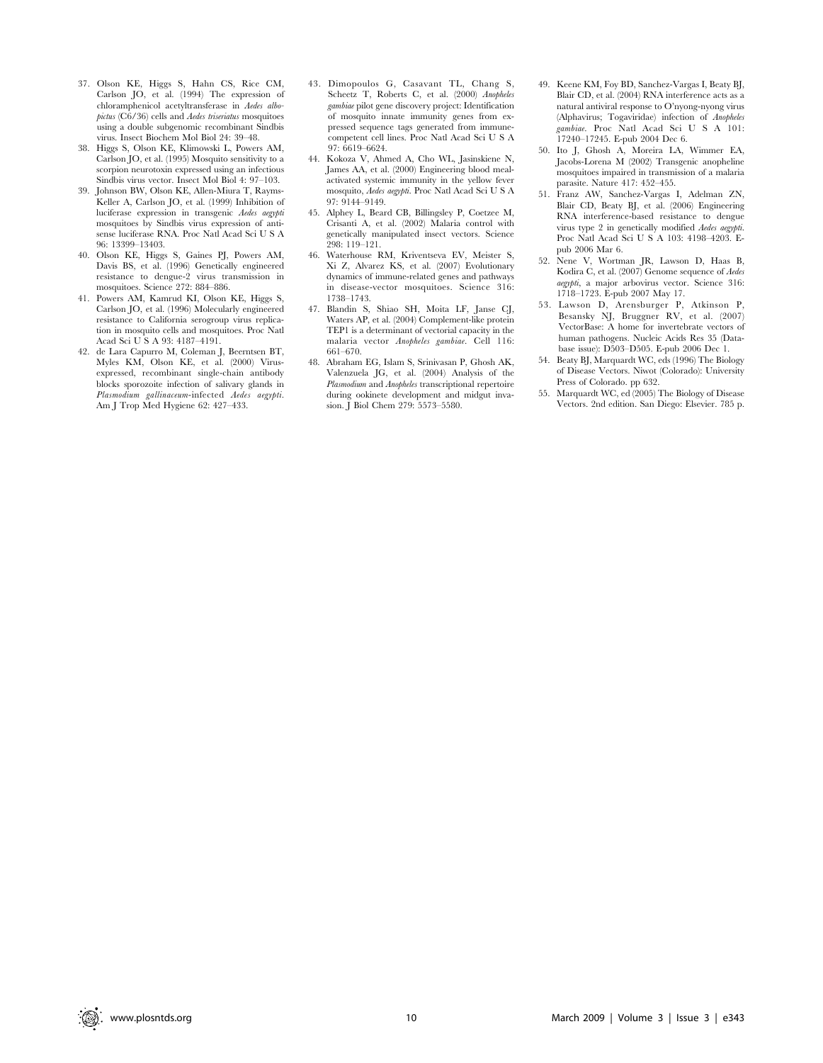37. Olson KE, Higgs S, Hahn CS, Rice CM, Carlson JO, et al. (1994) The expression of chloramphenicol acetyltransferase in *Aedes albopictus* (C6/36) cells and *Aedes triseriatus* mosquitoes using a double subgenomic recombinant Sindbis virus. Insect Biochem Mol Biol 24: 39–48.
38. Higgs S, Olson KE, Klimowski L, Powers AM, Carlson JO, et al. (1995) Mosquito sensitivity to a scorpion neurotoxin expressed using an infectious Sindbis virus vector. Insect Mol Biol 4: 97–103.
39. Johnson BW, Olson KE, Allen-Miura T, Rayms-Keller A, Carlson JO, et al. (1999) Inhibition of luciferase expression in transgenic *Aedes aegypti* mosquitoes by Sindbis virus expression of antisense luciferase RNA. Proc Natl Acad Sci U S A 96: 13399–13403.
40. Olson KE, Higgs S, Gaines PJ, Powers AM, Davis BS, et al. (1996) Genetically engineered resistance to dengue-2 virus transmission in mosquitoes. Science 272: 884–886.
41. Powers AM, Kamrud KI, Olson KE, Higgs S, Carlson JO, et al. (1996) Molecularly engineered resistance to California serogroup virus replication in mosquito cells and mosquitoes. Proc Natl Acad Sci U S A 93: 4187–4191.
42. de Lara Capurro M, Coleman J, Beerntsen BT, Myles KM, Olson KE, et al. (2000) Virus-expressed, recombinant single-chain antibody blocks sporozoite infection of salivary glands in *Plasmodium gallinaceum*-infected *Aedes aegypti*. Am J Trop Med Hygiene 62: 427–433.
43. Dimopoulos G, Casavant TL, Chang S, Scheetz T, Roberts C, et al. (2000) *Anopheles gambiae* pilot gene discovery project: Identification of mosquito innate immunity genes from expressed sequence tags generated from immune-competent cell lines. Proc Natl Acad Sci U S A 97: 6619–6624.
44. Kokoza V, Ahmed A, Cho WL, Jasinskiene N, James AA, et al. (2000) Engineering blood meal-activated systemic immunity in the yellow fever mosquito, *Aedes aegypti*. Proc Natl Acad Sci U S A 97: 9144–9149.
45. Alphey L, Beard CB, Billingsley P, Coetzee M, Crisanti A, et al. (2002) Malaria control with genetically manipulated insect vectors. Science 298: 119–121.
46. Waterhouse RM, Kriventseva EV, Meister S, Xi Z, Alvarez KS, et al. (2007) Evolutionary dynamics of immune-related genes and pathways in disease-vector mosquitoes. Science 316: 1738–1743.
47. Blandin S, Shiao SH, Moita LF, Janse CJ, Waters AP, et al. (2004) Complement-like protein TEP1 is a determinant of vectorial capacity in the malaria vector *Anopheles gambiae*. Cell 116: 661–670.
48. Abraham EG, Islam S, Srinivasan P, Ghosh AK, Valenzuela JG, et al. (2004) Analysis of the *Plasmodium* and *Anopheles* transcriptional repertoire during ookinete development and midgut invasion. J Biol Chem 279: 5573–5580.
49. Keene KM, Foy BD, Sanchez-Vargas I, Beaty BJ, Blair CD, et al. (2004) RNA interference acts as a natural antiviral response to O'nyong-nyong virus (Alphavirus; Togaviridae) infection of *Anopheles gambiae*. Proc Natl Acad Sci U S A 101: 17240–17245. E-pub 2004 Dec 6.
50. Ito J, Ghosh A, Moreira LA, Wimmer EA, Jacobs-Lorena M (2002) Transgenic anopheline mosquitoes impaired in transmission of a malaria parasite. Nature 417: 452–455.
51. Franz AW, Sanchez-Vargas I, Adelman ZN, Blair CD, Beaty BJ, et al. (2006) Engineering RNA interference-based resistance to dengue virus type 2 in genetically modified *Aedes aegypti*. Proc Natl Acad Sci U S A 103: 4198–4203. E-pub 2006 Mar 6.
52. Nene V, Wortman JR, Lawson D, Haas B, Kodira C, et al. (2007) Genome sequence of *Aedes aegypti*, a major arbovirus vector. Science 316: 1718–1723. E-pub 2007 May 17.
53. Lawson D, Arensburger P, Atkinson P, Besansky NJ, Bruggner RV, et al. (2007) VectorBase: A home for invertebrate vectors of human pathogens. Nucleic Acids Res 35 (Database issue): D503–D505. E-pub 2006 Dec 1.
54. Beaty BJ, Marquardt WC, eds (1996) The Biology of Disease Vectors. Niwot (Colorado): University Press of Colorado. pp 632.
55. Marquardt WC, ed (2005) The Biology of Disease Vectors. 2nd edition. San Diego: Elsevier. 785 p.